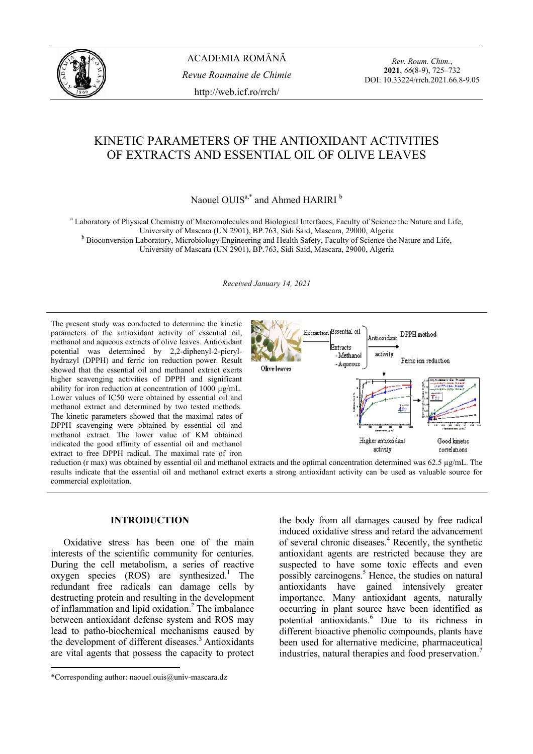# KINETIC PARAMETERS OF THE ANTIOXIDANT ACTIVITIES OF EXTRACTS AND ESSENTIAL OIL OF OLIVE LEAVES

Naouel OUIS[a,*] and Ahmed HARIRI[b]

[a] Laboratory of Physical Chemistry of Macromolecules and Biological Interfaces, Faculty of Science the Nature and Life, University of Mascara (UN 2901), BP.763, Sidi Said, Mascara, 29000, Algeria

[b] Bioconversion Laboratory, Microbiology Engineering and Health Safety, Faculty of Science the Nature and Life, University of Mascara (UN 2901), BP.763, Sidi Said, Mascara, 29000, Algeria

*Received January 14, 2021*

The present study was conducted to determine the kinetic parameters of the antioxidant activity of essential oil, methanol and aqueous extracts of olive leaves. Antioxidant potential was determined by 2,2-diphenyl-2-picryl-hydrazyl (DPPH) and ferric ion reduction power. Result showed that the essential oil and methanol extract exerts higher scavenging activities of DPPH and significant ability for iron reduction at concentration of 1000 µg/mL. Lower values of IC50 were obtained by essential oil and methanol extract and determined by two tested methods. The kinetic parameters showed that the maximal rates of DPPH scavenging were obtained by essential oil and methanol extract. The lower value of KM obtained indicated the good affinity of essential oil and methanol extract to free DPPH radical. The maximal rate of iron reduction (r max) was obtained by essential oil and methanol extracts and the optimal concentration determined was 62.5 µg/mL. The results indicate that the essential oil and methanol extract exerts a strong antioxidant activity can be used as valuable source for commercial exploitation.

## INTRODUCTION

Oxidative stress has been one of the main interests of the scientific community for centuries. During the cell metabolism, a series of reactive oxygen species (ROS) are synthesized.[1] The redundant free radicals can damage cells by destructing protein and resulting in the development of inflammation and lipid oxidation.[2] The imbalance between antioxidant defense system and ROS may lead to patho-biochemical mechanisms caused by the development of different diseases.[3] Antioxidants are vital agents that possess the capacity to protect the body from all damages caused by free radical induced oxidative stress and retard the advancement of several chronic diseases.[4] Recently, the synthetic antioxidant agents are restricted because they are suspected to have some toxic effects and even possibly carcinogens.[5] Hence, the studies on natural antioxidants have gained intensively greater importance. Many antioxidant agents, naturally occurring in plant source have been identified as potential antioxidants.[6] Due to its richness in different bioactive phenolic compounds, plants have been used for alternative medicine, pharmaceutical industries, natural therapies and food preservation.[7]

*Corresponding author: naouel.ouis@univ-mascara.dz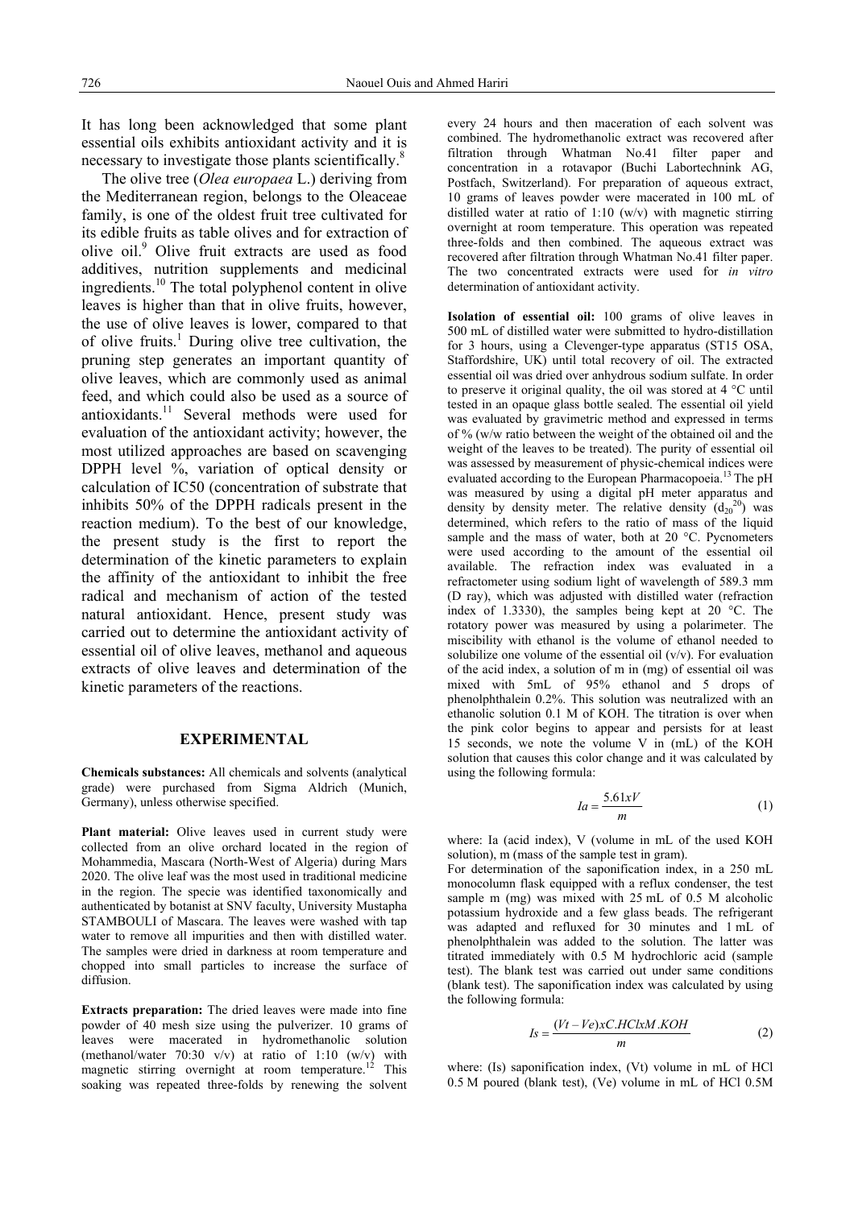It has long been acknowledged that some plant essential oils exhibits antioxidant activity and it is necessary to investigate those plants scientifically.[8]

The olive tree (*Olea europaea* L.) deriving from the Mediterranean region, belongs to the Oleaceae family, is one of the oldest fruit tree cultivated for its edible fruits as table olives and for extraction of olive oil.[9] Olive fruit extracts are used as food additives, nutrition supplements and medicinal ingredients.[10] The total polyphenol content in olive leaves is higher than that in olive fruits, however, the use of olive leaves is lower, compared to that of olive fruits.[1] During olive tree cultivation, the pruning step generates an important quantity of olive leaves, which are commonly used as animal feed, and which could also be used as a source of antioxidants.[11] Several methods were used for evaluation of the antioxidant activity; however, the most utilized approaches are based on scavenging DPPH level %, variation of optical density or calculation of IC50 (concentration of substrate that inhibits 50% of the DPPH radicals present in the reaction medium). To the best of our knowledge, the present study is the first to report the determination of the kinetic parameters to explain the affinity of the antioxidant to inhibit the free radical and mechanism of action of the tested natural antioxidant. Hence, present study was carried out to determine the antioxidant activity of essential oil of olive leaves, methanol and aqueous extracts of olive leaves and determination of the kinetic parameters of the reactions.

## EXPERIMENTAL

**Chemicals substances:** All chemicals and solvents (analytical grade) were purchased from Sigma Aldrich (Munich, Germany), unless otherwise specified.

**Plant material:** Olive leaves used in current study were collected from an olive orchard located in the region of Mohammedia, Mascara (North-West of Algeria) during Mars 2020. The olive leaf was the most used in traditional medicine in the region. The specie was identified taxonomically and authenticated by botanist at SNV faculty, University Mustapha STAMBOULI of Mascara. The leaves were washed with tap water to remove all impurities and then with distilled water. The samples were dried in darkness at room temperature and chopped into small particles to increase the surface of diffusion.

**Extracts preparation:** The dried leaves were made into fine powder of 40 mesh size using the pulverizer. 10 grams of leaves were macerated in hydromethanolic solution (methanol/water 70:30 v/v) at ratio of 1:10 (w/v) with magnetic stirring overnight at room temperature.[12] This soaking was repeated three-folds by renewing the solvent every 24 hours and then maceration of each solvent was combined. The hydromethanolic extract was recovered after filtration through Whatman No.41 filter paper and concentration in a rotavapor (Buchi Labortechnink AG, Postfach, Switzerland). For preparation of aqueous extract, 10 grams of leaves powder were macerated in 100 mL of distilled water at ratio of 1:10 (w/v) with magnetic stirring overnight at room temperature. This operation was repeated three-folds and then combined. The aqueous extract was recovered after filtration through Whatman No.41 filter paper. The two concentrated extracts were used for *in vitro* determination of antioxidant activity.

**Isolation of essential oil:** 100 grams of olive leaves in 500 mL of distilled water were submitted to hydro-distillation for 3 hours, using a Clevenger-type apparatus (ST15 OSA, Staffordshire, UK) until total recovery of oil. The extracted essential oil was dried over anhydrous sodium sulfate. In order to preserve it original quality, the oil was stored at 4 °C until tested in an opaque glass bottle sealed. The essential oil yield was evaluated by gravimetric method and expressed in terms of % (w/w ratio between the weight of the obtained oil and the weight of the leaves to be treated). The purity of essential oil was assessed by measurement of physic-chemical indices were evaluated according to the European Pharmacopoeia.[13] The pH was measured by using a digital pH meter apparatus and density by density meter. The relative density ($d_{20}^{20}$) was determined, which refers to the ratio of mass of the liquid sample and the mass of water, both at 20 °C. Pycnometers were used according to the amount of the essential oil available. The refraction index was evaluated in a refractometer using sodium light of wavelength of 589.3 mm (D ray), which was adjusted with distilled water (refraction index of 1.3330), the samples being kept at 20 °C. The rotatory power was measured by using a polarimeter. The miscibility with ethanol is the volume of ethanol needed to solubilize one volume of the essential oil (v/v). For evaluation of the acid index, a solution of m in (mg) of essential oil was mixed with 5mL of 95% ethanol and 5 drops of phenolphthalein 0.2%. This solution was neutralized with an ethanolic solution 0.1 M of KOH. The titration is over when the pink color begins to appear and persists for at least 15 seconds, we note the volume V in (mL) of the KOH solution that causes this color change and it was calculated by using the following formula:

$$Ia = \frac{5.61xV}{m} \tag{1}$$

where: Ia (acid index), V (volume in mL of the used KOH solution), m (mass of the sample test in gram).

For determination of the saponification index, in a 250 mL monocolumn flask equipped with a reflux condenser, the test sample m (mg) was mixed with 25 mL of 0.5 M alcoholic potassium hydroxide and a few glass beads. The refrigerant was adapted and refluxed for 30 minutes and 1 mL of phenolphthalein was added to the solution. The latter was titrated immediately with 0.5 M hydrochloric acid (sample test). The blank test was carried out under same conditions (blank test). The saponification index was calculated by using the following formula:

$$Is = \frac{(Vt - Ve)xC.HClxM.KOH}{m} \tag{2}$$

where: (Is) saponification index, (Vt) volume in mL of HCl 0.5 M poured (blank test), (Ve) volume in mL of HCl 0.5M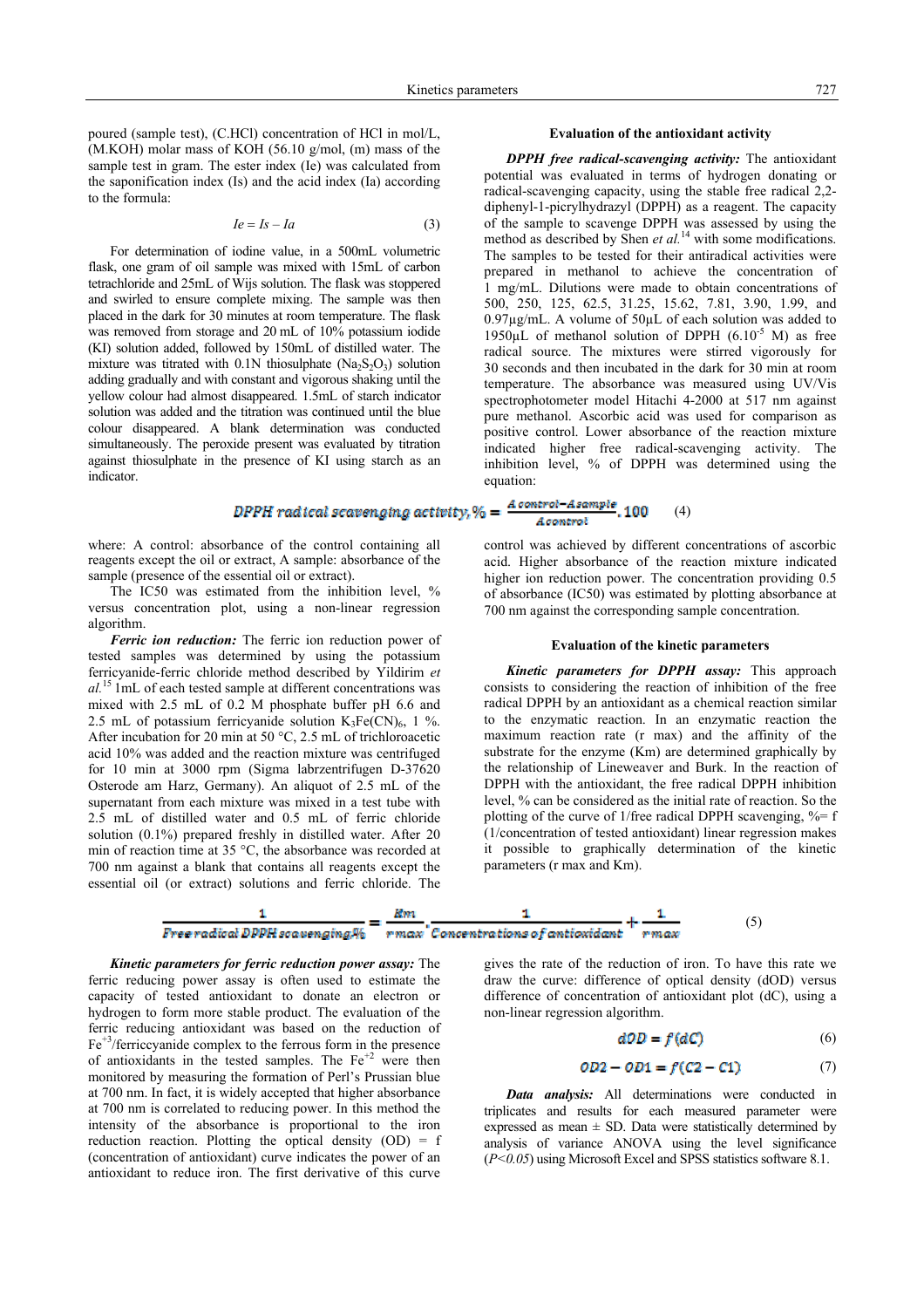poured (sample test), (C.HCl) concentration of HCl in mol/L, (M.KOH) molar mass of KOH (56.10 g/mol, (m) mass of the sample test in gram. The ester index (Ie) was calculated from the saponification index (Is) and the acid index (Ia) according to the formula:

$$Ie = Is - Ia \tag{3}$$

For determination of iodine value, in a 500mL volumetric flask, one gram of oil sample was mixed with 15mL of carbon tetrachloride and 25mL of Wijs solution. The flask was stoppered and swirled to ensure complete mixing. The sample was then placed in the dark for 30 minutes at room temperature. The flask was removed from storage and 20 mL of 10% potassium iodide (KI) solution added, followed by 150mL of distilled water. The mixture was titrated with 0.1N thiosulphate ($Na_2S_2O_3$) solution adding gradually and with constant and vigorous shaking until the yellow colour had almost disappeared. 1.5mL of starch indicator solution was added and the titration was continued until the blue colour disappeared. A blank determination was conducted simultaneously. The peroxide present was evaluated by titration against thiosulphate in the presence of KI using starch as an indicator.

## Evaluation of the antioxidant activity

***DPPH free radical-scavenging activity:*** The antioxidant potential was evaluated in terms of hydrogen donating or radical-scavenging capacity, using the stable free radical 2,2-diphenyl-1-picrylhydrazyl (DPPH) as a reagent. The capacity of the sample to scavenge DPPH was assessed by using the method as described by Shen *et al.*[14] with some modifications. The samples to be tested for their antiradical activities were prepared in methanol to achieve the concentration of 1 mg/mL. Dilutions were made to obtain concentrations of 500, 250, 125, 62.5, 31.25, 15.62, 7.81, 3.90, 1.99, and 0.97µg/mL. A volume of 50µL of each solution was added to 1950µL of methanol solution of DPPH ($6.10^{-5}$ M) as free radical source. The mixtures were stirred vigorously for 30 seconds and then incubated in the dark for 30 min at room temperature. The absorbance was measured using UV/Vis spectrophotometer model Hitachi 4-2000 at 517 nm against pure methanol. Ascorbic acid was used for comparison as positive control. Lower absorbance of the reaction mixture indicated higher free radical-scavenging activity. The inhibition level, % of DPPH was determined using the equation:

$$DPPH\ radical\ scavenging\ activity, \% = \frac{A\,control - A\,sample}{A\,control} . 100 \tag{4}$$

where: A control: absorbance of the control containing all reagents except the oil or extract, A sample: absorbance of the sample (presence of the essential oil or extract).

The IC50 was estimated from the inhibition level, % versus concentration plot, using a non-linear regression algorithm.

***Ferric ion reduction:*** The ferric ion reduction power of tested samples was determined by using the potassium ferricyanide-ferric chloride method described by Yildirim *et al.*[15] 1mL of each tested sample at different concentrations was mixed with 2.5 mL of 0.2 M phosphate buffer pH 6.6 and 2.5 mL of potassium ferricyanide solution $K_3Fe(CN)_6$, 1 %. After incubation for 20 min at 50 °C, 2.5 mL of trichloroacetic acid 10% was added and the reaction mixture was centrifuged for 10 min at 3000 rpm (Sigma labrzentrifugen D-37620 Osterode am Harz, Germany). An aliquot of 2.5 mL of the supernatant from each mixture was mixed in a test tube with 2.5 mL of distilled water and 0.5 mL of ferric chloride solution (0.1%) prepared freshly in distilled water. After 20 min of reaction time at 35 °C, the absorbance was recorded at 700 nm against a blank that contains all reagents except the essential oil (or extract) solutions and ferric chloride. The control was achieved by different concentrations of ascorbic acid. Higher absorbance of the reaction mixture indicated higher ion reduction power. The concentration providing 0.5 of absorbance (IC50) was estimated by plotting absorbance at 700 nm against the corresponding sample concentration.

## Evaluation of the kinetic parameters

***Kinetic parameters for DPPH assay:*** This approach consists to considering the reaction of inhibition of the free radical DPPH by an antioxidant as a chemical reaction similar to the enzymatic reaction. In an enzymatic reaction the maximum reaction rate (r max) and the affinity of the substrate for the enzyme (Km) are determined graphically by the relationship of Lineweaver and Burk. In the reaction of DPPH with the antioxidant, the free radical DPPH inhibition level, % can be considered as the initial rate of reaction. So the plotting of the curve of 1/free radical DPPH scavenging, %= f (1/concentration of tested antioxidant) linear regression makes it possible to graphically determination of the kinetic parameters (r max and Km).

$$\frac{1}{Free\ radical\ DPPH\ scavenging\%} = \frac{Km}{r\,max} . \frac{1}{Concentrations\ of\ antioxidant} + \frac{1}{r\,max} \tag{5}$$

***Kinetic parameters for ferric reduction power assay:*** The ferric reducing power assay is often used to estimate the capacity of tested antioxidant to donate an electron or hydrogen to form more stable product. The evaluation of the ferric reducing antioxidant was based on the reduction of $Fe^{+3}$/ferricyanide complex to the ferrous form in the presence of antioxidants in the tested samples. The $Fe^{+2}$ were then monitored by measuring the formation of Perl's Prussian blue at 700 nm. In fact, it is widely accepted that higher absorbance at 700 nm is correlated to reducing power. In this method the intensity of the absorbance is proportional to the iron reduction reaction. Plotting the optical density (OD) = f (concentration of antioxidant) curve indicates the power of an antioxidant to reduce iron. The first derivative of this curve gives the rate of the reduction of iron. To have this rate we draw the curve: difference of optical density (dOD) versus difference of concentration of antioxidant plot (dC), using a non-linear regression algorithm.

$$dOD = f(dC) \tag{6}$$

$$OD2 - OD1 = f(C2 - C1) \tag{7}$$

***Data analysis:*** All determinations were conducted in triplicates and results for each measured parameter were expressed as mean ± SD. Data were statistically determined by analysis of variance ANOVA using the level significance ($P<0.05$) using Microsoft Excel and SPSS statistics software 8.1.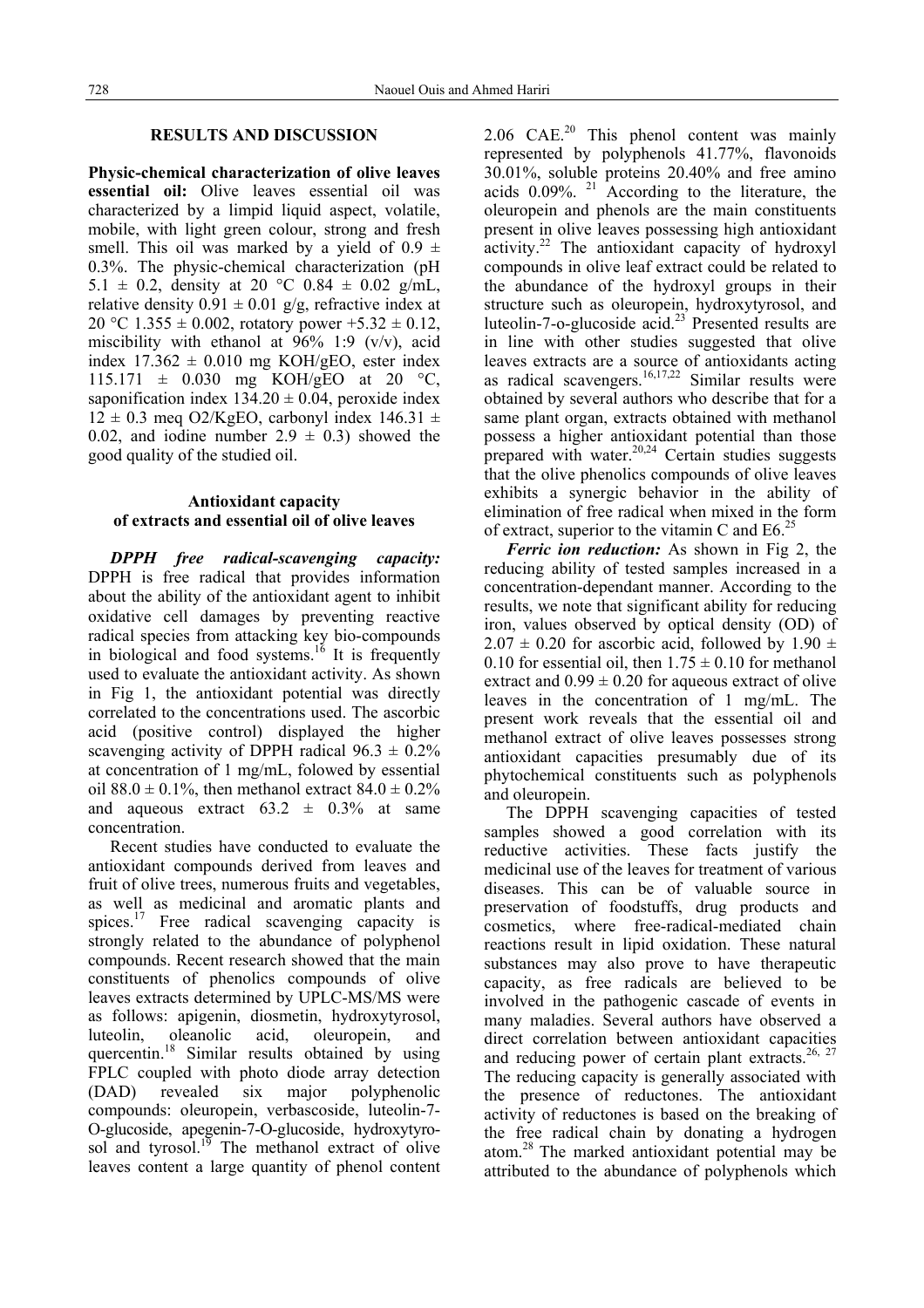## RESULTS AND DISCUSSION

**Physic-chemical characterization of olive leaves essential oil:** Olive leaves essential oil was characterized by a limpid liquid aspect, volatile, mobile, with light green colour, strong and fresh smell. This oil was marked by a yield of 0.9 ± 0.3%. The physic-chemical characterization (pH 5.1 ± 0.2, density at 20 °C 0.84 ± 0.02 g/mL, relative density 0.91 ± 0.01 g/g, refractive index at 20 °C 1.355 ± 0.002, rotatory power +5.32 ± 0.12, miscibility with ethanol at 96% 1:9 (v/v), acid index 17.362 ± 0.010 mg KOH/gEO, ester index 115.171 ± 0.030 mg KOH/gEO at 20 °C, saponification index 134.20 ± 0.04, peroxide index 12 ± 0.3 meq O2/KgEO, carbonyl index 146.31 ± 0.02, and iodine number 2.9 ± 0.3) showed the good quality of the studied oil.

### Antioxidant capacity of extracts and essential oil of olive leaves

***DPPH free radical-scavenging capacity:*** DPPH is free radical that provides information about the ability of the antioxidant agent to inhibit oxidative cell damages by preventing reactive radical species from attacking key bio-compounds in biological and food systems.[16] It is frequently used to evaluate the antioxidant activity. As shown in Fig 1, the antioxidant potential was directly correlated to the concentrations used. The ascorbic acid (positive control) displayed the higher scavenging activity of DPPH radical 96.3 ± 0.2% at concentration of 1 mg/mL, folowed by essential oil 88.0 ± 0.1%, then methanol extract 84.0 ± 0.2% and aqueous extract 63.2 ± 0.3% at same concentration.

Recent studies have conducted to evaluate the antioxidant compounds derived from leaves and fruit of olive trees, numerous fruits and vegetables, as well as medicinal and aromatic plants and spices.[17] Free radical scavenging capacity is strongly related to the abundance of polyphenol compounds. Recent research showed that the main constituents of phenolics compounds of olive leaves extracts determined by UPLC-MS/MS were as follows: apigenin, diosmetin, hydroxytyrosol, luteolin, oleanolic acid, oleuropein, and quercentin.[18] Similar results obtained by using FPLC coupled with photo diode array detection (DAD) revealed six major polyphenolic compounds: oleuropein, verbascoside, luteolin-7-O-glucoside, apegenin-7-O-glucoside, hydroxytyrosol and tyrosol.[19] The methanol extract of olive leaves content a large quantity of phenol content 2.06 CAE.[20] This phenol content was mainly represented by polyphenols 41.77%, flavonoids 30.01%, soluble proteins 20.40% and free amino acids 0.09%. [21] According to the literature, the oleuropein and phenols are the main constituents present in olive leaves possessing high antioxidant activity.[22] The antioxidant capacity of hydroxyl compounds in olive leaf extract could be related to the abundance of the hydroxyl groups in their structure such as oleuropein, hydroxytyrosol, and luteolin-7-o-glucoside acid.[23] Presented results are in line with other studies suggested that olive leaves extracts are a source of antioxidants acting as radical scavengers.[16,17,22] Similar results were obtained by several authors who describe that for a same plant organ, extracts obtained with methanol possess a higher antioxidant potential than those prepared with water.[20,24] Certain studies suggests that the olive phenolics compounds of olive leaves exhibits a synergic behavior in the ability of elimination of free radical when mixed in the form of extract, superior to the vitamin C and E6.[25]

***Ferric ion reduction:*** As shown in Fig 2, the reducing ability of tested samples increased in a concentration-dependant manner. According to the results, we note that significant ability for reducing iron, values observed by optical density (OD) of 2.07 ± 0.20 for ascorbic acid, followed by 1.90 ± 0.10 for essential oil, then 1.75 ± 0.10 for methanol extract and 0.99 ± 0.20 for aqueous extract of olive leaves in the concentration of 1 mg/mL. The present work reveals that the essential oil and methanol extract of olive leaves possesses strong antioxidant capacities presumably due of its phytochemical constituents such as polyphenols and oleuropein.

The DPPH scavenging capacities of tested samples showed a good correlation with its reductive activities. These facts justify the medicinal use of the leaves for treatment of various diseases. This can be of valuable source in preservation of foodstuffs, drug products and cosmetics, where free-radical-mediated chain reactions result in lipid oxidation. These natural substances may also prove to have therapeutic capacity, as free radicals are believed to be involved in the pathogenic cascade of events in many maladies. Several authors have observed a direct correlation between antioxidant capacities and reducing power of certain plant extracts.[26, 27] The reducing capacity is generally associated with the presence of reductones. The antioxidant activity of reductones is based on the breaking of the free radical chain by donating a hydrogen atom.[28] The marked antioxidant potential may be attributed to the abundance of polyphenols which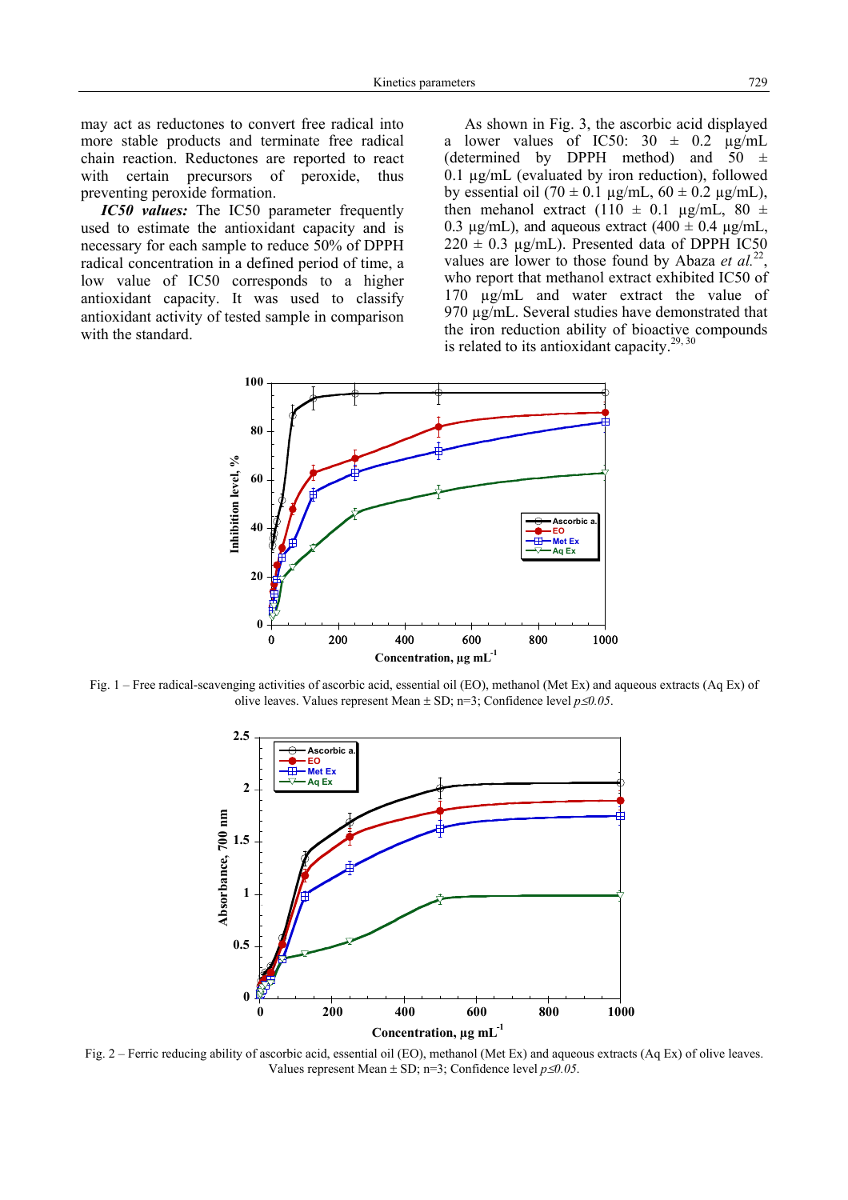may act as reductones to convert free radical into more stable products and terminate free radical chain reaction. Reductones are reported to react with certain precursors of peroxide, thus preventing peroxide formation.

***IC50 values:*** The IC50 parameter frequently used to estimate the antioxidant capacity and is necessary for each sample to reduce 50% of DPPH radical concentration in a defined period of time, a low value of IC50 corresponds to a higher antioxidant capacity. It was used to classify antioxidant activity of tested sample in comparison with the standard.

As shown in Fig. 3, the ascorbic acid displayed a lower values of IC50: 30 ± 0.2 μg/mL (determined by DPPH method) and 50 ± 0.1 μg/mL (evaluated by iron reduction), followed by essential oil (70 ± 0.1 μg/mL, 60 ± 0.2 μg/mL), then menahol extract (110 ± 0.1 μg/mL, 80 ± 0.3 μg/mL), and aqueous extract (400 ± 0.4 μg/mL, 220 ± 0.3 μg/mL). Presented data of DPPH IC50 values are lower to those found by Abaza *et al.*[22], who report that methanol extract exhibited IC50 of 170 μg/mL and water extract the value of 970 μg/mL. Several studies have demonstrated that the iron reduction ability of bioactive compounds is related to its antioxidant capacity.[29, 30]

Fig. 1 – Free radical-scavenging activities of ascorbic acid, essential oil (EO), methanol (Met Ex) and aqueous extracts (Aq Ex) of olive leaves. Values represent Mean ± SD; n=3; Confidence level $p \leq 0.05$.

Fig. 2 – Ferric reducing ability of ascorbic acid, essential oil (EO), methanol (Met Ex) and aqueous extracts (Aq Ex) of olive leaves. Values represent Mean ± SD; n=3; Confidence level $p \leq 0.05$.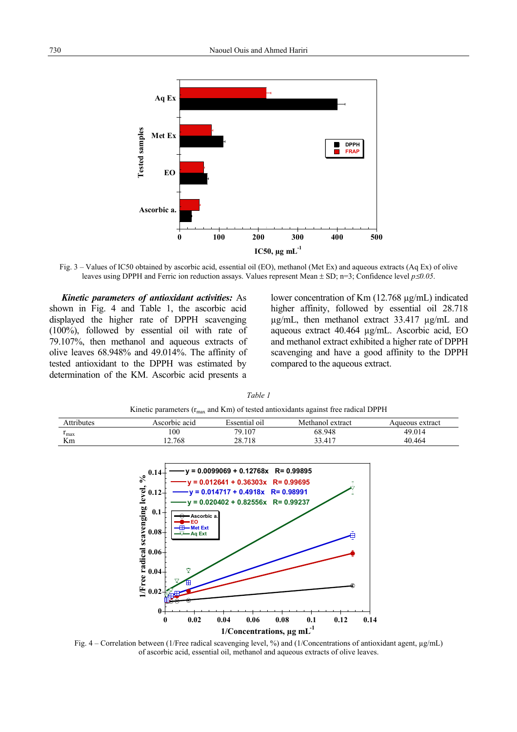Fig. 3 – Values of IC50 obtained by ascorbic acid, essential oil (EO), methanol (Met Ex) and aqueous extracts (Aq Ex) of olive leaves using DPPH and Ferric ion reduction assays. Values represent Mean ± SD; n=3; Confidence level *p≤0.05*.

***Kinetic parameters of antioxidant activities:*** As shown in Fig. 4 and Table 1, the ascorbic acid displayed the higher rate of DPPH scavenging (100%), followed by essential oil with rate of 79.107%, then methanol and aqueous extracts of olive leaves 68.948% and 49.014%. The affinity of tested antioxidant to the DPPH was estimated by determination of the KM. Ascorbic acid presents a lower concentration of Km (12.768 µg/mL) indicated higher affinity, followed by essential oil 28.718 µg/mL, then methanol extract 33.417 µg/mL and aqueous extract 40.464 µg/mL. Ascorbic acid, EO and methanol extract exhibited a higher rate of DPPH scavenging and have a good affinity to the DPPH compared to the aqueous extract.

*Table 1*

Kinetic parameters ($r_{max}$ and Km) of tested antioxidants against free radical DPPH

| Attributes | Ascorbic acid | Essential oil | Methanol extract | Aqueous extract |
|---|---|---|---|---|
| $r_{max}$ | 100 | 79.107 | 68.948 | 49.014 |
| Km | 12.768 | 28.718 | 33.417 | 40.464 |

Fig. 4 – Correlation between (1/Free radical scavenging level, %) and (1/Concentrations of antioxidant agent, µg/mL) of ascorbic acid, essential oil, methanol and aqueous extracts of olive leaves.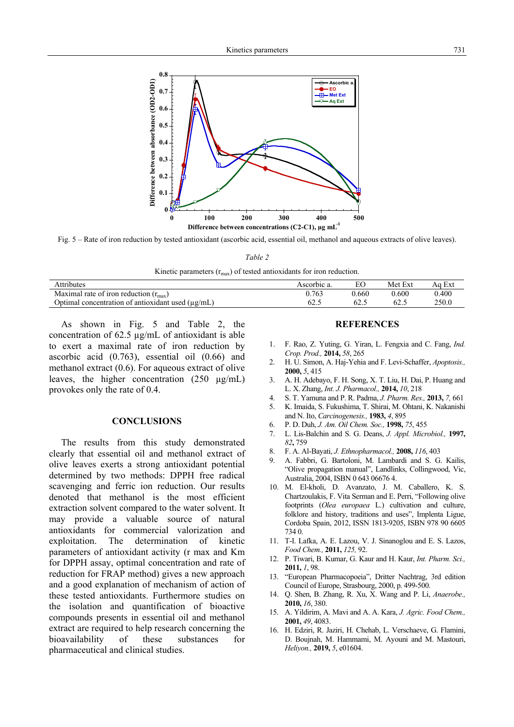Fig. 5 – Rate of iron reduction by tested antioxidant (ascorbic acid, essential oil, methanol and aqueous extracts of olive leaves).

*Table 2*

Kinetic parameters ($r_{max}$) of tested antioxidants for iron reduction.

| Attributes | Ascorbic a. | EO | Met Ext | Aq Ext |
|---|---|---|---|---|
| Maximal rate of iron reduction ($r_{max}$) | 0.763 | 0.660 | 0.600 | 0.400 |
| Optimal concentration of antioxidant used (µg/mL) | 62.5 | 62.5 | 62.5 | 250.0 |

As shown in Fig. 5 and Table 2, the concentration of 62.5 µg/mL of antioxidant is able to exert a maximal rate of iron reduction by ascorbic acid (0.763), essential oil (0.66) and methanol extract (0.6). For aqueous extract of olive leaves, the higher concentration (250 µg/mL) provokes only the rate of 0.4.

## CONCLUSIONS

The results from this study demonstrated clearly that essential oil and methanol extract of olive leaves exerts a strong antioxidant potential determined by two methods: DPPH free radical scavenging and ferric ion reduction. Our results denoted that methanol is the most efficient extraction solvent compared to the water solvent. It may provide a valuable source of natural antioxidants for commercial valorization and exploitation. The determination of kinetic parameters of antioxidant activity (r max and Km for DPPH assay, optimal concentration and rate of reduction for FRAP method) gives a new approach and a good explanation of mechanism of action of these tested antioxidants. Furthermore studies on the isolation and quantification of bioactive compounds presents in essential oil and methanol extract are required to help research concerning the bioavailability of these substances for pharmaceutical and clinical studies.

## REFERENCES

1. F. Rao, Z. Yuting, G. Yiran, L. Fengxia and C. Fang, *Ind. Crop. Prod.,* **2014,** *58*, 265
2. H. U. Simon, A. Haj-Yehia and F. Levi-Schaffer, *Apoptosis.,* **2000,** *5*, 415
3. A. H. Adebayo, F. H. Song, X. T. Liu, H. Dai, P. Huang and L. X. Zhang, *Int. J. Pharmacol.,* **2014,** *10*, 218
4. S. T. Yamuna and P. R. Padma, *J. Pharm. Res.,* **2013,** *7,* 661
5. K. Imaida, S. Fukushima, T. Shirai, M. Ohtani, K. Nakanishi and N. Ito, *Carcinogenesis.,* **1983,** *4*, 895
6. P. D. Duh, *J. Am. Oil Chem. Soc.,* **1998,** *75*, 455
7. L. Lis-Balchin and S. G. Deans, *J. Appl. Microbiol.,* **1997,** *82***,** 759
8. F. A. Al-Bayati, *J. Ethnopharmacol.,* **2008,** *116*, 403
9. A. Fabbri, G. Bartoloni, M. Lambardi and S. G. Kailis, "Olive propagation manual", Landlinks, Collingwood, Vic, Australia, 2004, ISBN 0 643 06676 4.
10. M. El-kholi, D. Avanzato, J. M. Caballero, K. S. Chartzoulakis, F. Vita Serman and E. Perri, "Following olive footprints (*Olea europaea* L.) cultivation and culture, folklore and history, traditions and uses", Implenta Ligue, Cordoba Spain, 2012, ISSN 1813-9205, ISBN 978 90 6605 734 0.
11. T-I. Lafka, A. E. Lazou, V. J. Sinanoglou and E. S. Lazos, *Food Chem.,* **2011,** *125,* 92.
12. P. Tiwari, B. Kumar, G. Kaur and H. Kaur, *Int. Pharm. Sci.,* **2011,** *1*, 98.
13. "European Pharmacopoeia", Dritter Nachtrag, 3rd edition Council of Europe, Strasbourg, 2000, p. 499-500.
14. Q. Shen, B. Zhang, R. Xu, X. Wang and P. Li, *Anaerobe.,* **2010,** *16*, 380.
15. A. Yildirim, A. Mavi and A. A. Kara, *J. Agric. Food Chem.,* **2001,** *49*, 4083.
16. H. Edziri, R. Jaziri, H. Chehab, L. Verschaeve, G. Flamini, D. Boujnah, M. Hammami, M. Ayouni and M. Mastouri, *Heliyon.,* **2019,** *5*, e01604.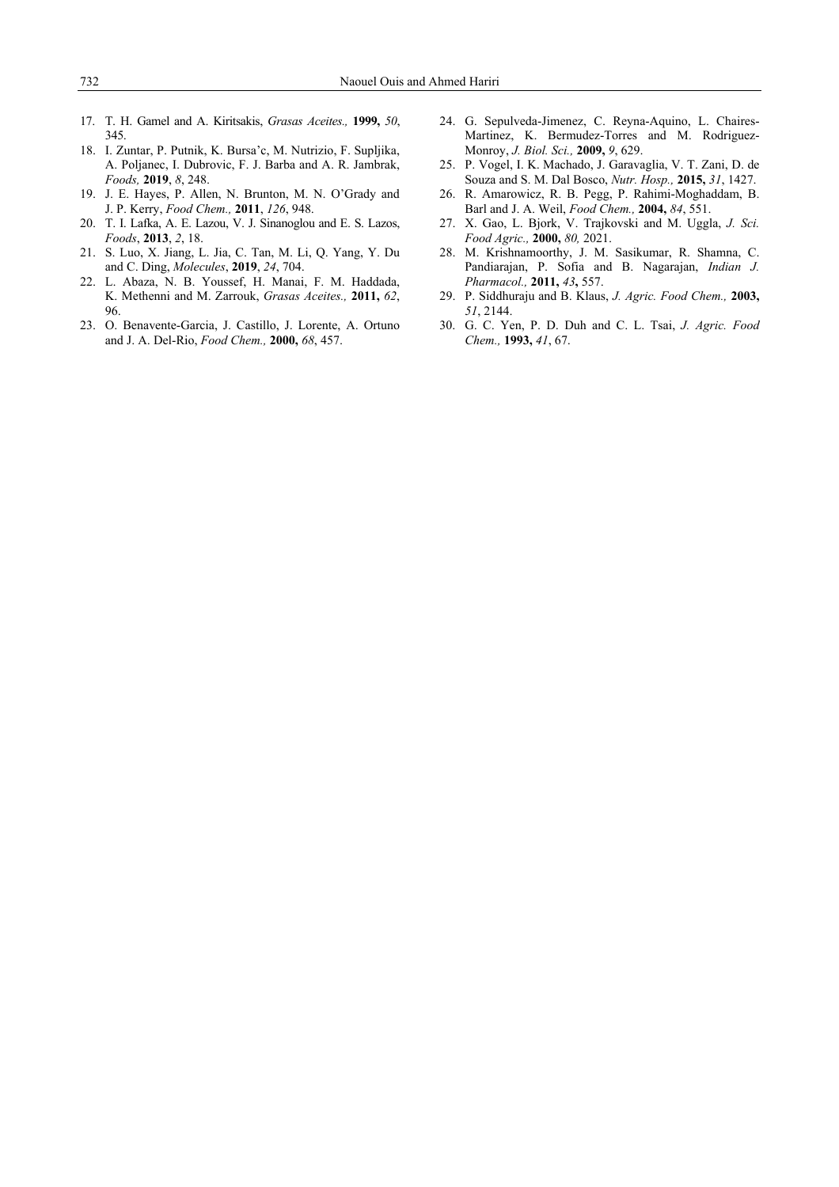17. T. H. Gamel and A. Kiritsakis, *Grasas Aceites.,* **1999,** *50*, 345.
18. I. Zuntar, P. Putnik, K. Bursa'c, M. Nutrizio, F. Supljika, A. Poljanec, I. Dubrovic, F. J. Barba and A. R. Jambrak, *Foods,* **2019**, *8*, 248.
19. J. E. Hayes, P. Allen, N. Brunton, M. N. O'Grady and J. P. Kerry, *Food Chem.,* **2011**, *126*, 948.
20. T. I. Lafka, A. E. Lazou, V. J. Sinanoglou and E. S. Lazos, *Foods*, **2013**, *2*, 18.
21. S. Luo, X. Jiang, L. Jia, C. Tan, M. Li, Q. Yang, Y. Du and C. Ding, *Molecules*, **2019**, *24*, 704.
22. L. Abaza, N. B. Youssef, H. Manai, F. M. Haddada, K. Methenni and M. Zarrouk, *Grasas Aceites.,* **2011,** *62*, 96.
23. O. Benavente-Garcia, J. Castillo, J. Lorente, A. Ortuno and J. A. Del-Rio, *Food Chem.,* **2000,** *68*, 457.
24. G. Sepulveda-Jimenez, C. Reyna-Aquino, L. Chaires-Martinez, K. Bermudez-Torres and M. Rodriguez-Monroy, *J. Biol. Sci.,* **2009,** *9*, 629.
25. P. Vogel, I. K. Machado, J. Garavaglia, V. T. Zani, D. de Souza and S. M. Dal Bosco, *Nutr. Hosp.,* **2015,** *31*, 1427.
26. R. Amarowicz, R. B. Pegg, P. Rahimi-Moghaddam, B. Barl and J. A. Weil, *Food Chem.,* **2004,** *84*, 551.
27. X. Gao, L. Bjork, V. Trajkovski and M. Uggla, *J. Sci. Food Agric.,* **2000,** *80,* 2021.
28. M. Krishnamoorthy, J. M. Sasikumar, R. Shamna, C. Pandiarajan, P. Sofia and B. Nagarajan, *Indian J. Pharmacol.,* **2011,** *43***,** 557.
29. P. Siddhuraju and B. Klaus, *J. Agric. Food Chem.,* **2003,** *51*, 2144.
30. G. C. Yen, P. D. Duh and C. L. Tsai, *J. Agric. Food Chem.,* **1993,** *41*, 67.